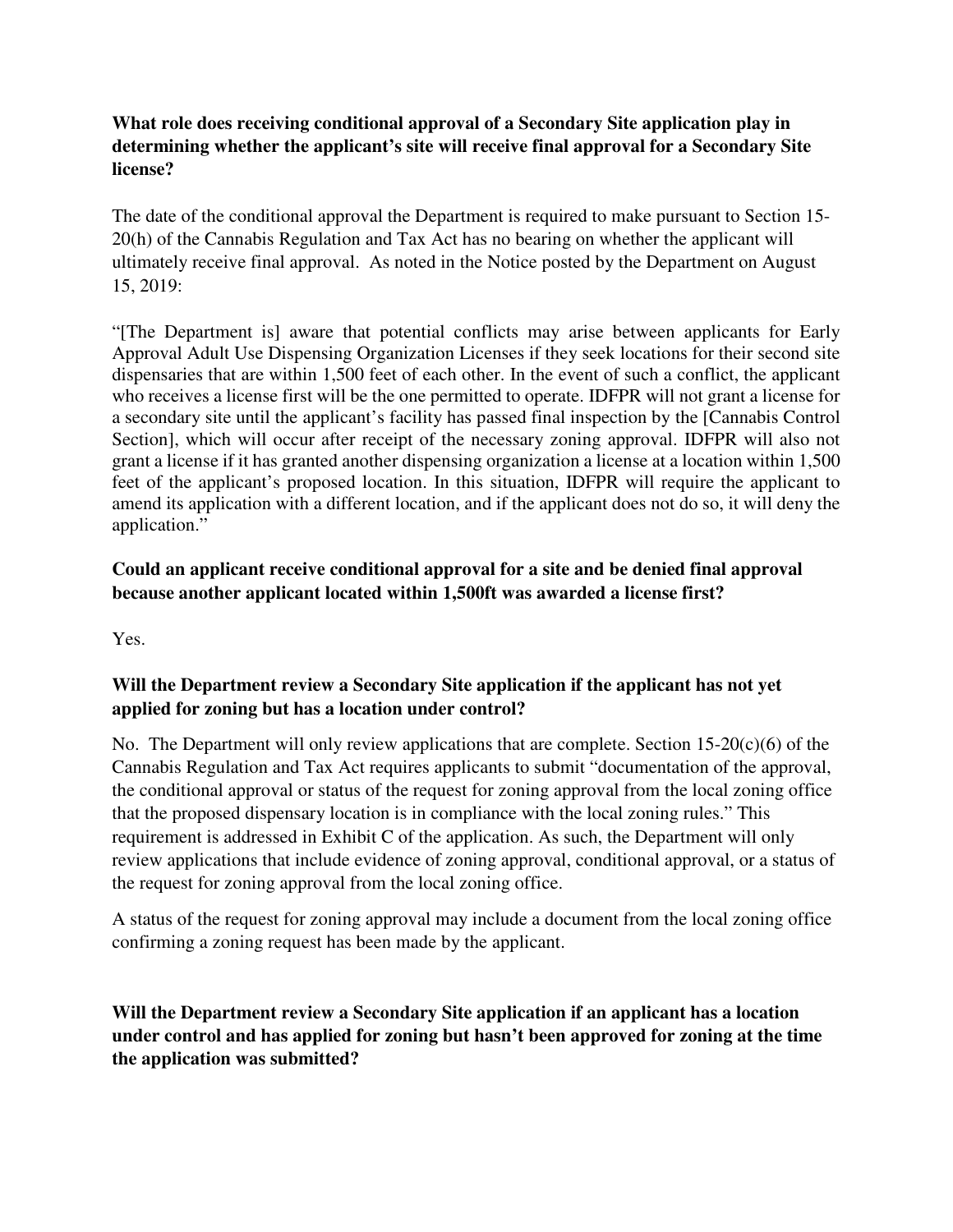**What role does receiving conditional approval of a Secondary Site application play in determining whether the applicant's site will receive final approval for a Secondary Site license?**

The date of the conditional approval the Department is required to make pursuant to Section 15-20(h) of the Cannabis Regulation and Tax Act has no bearing on whether the applicant will ultimately receive final approval. As noted in the Notice posted by the Department on August 15, 2019:

"[The Department is] aware that potential conflicts may arise between applicants for Early Approval Adult Use Dispensing Organization Licenses if they seek locations for their second site dispensaries that are within 1,500 feet of each other. In the event of such a conflict, the applicant who receives a license first will be the one permitted to operate. IDFPR will not grant a license for a secondary site until the applicant's facility has passed final inspection by the [Cannabis Control Section], which will occur after receipt of the necessary zoning approval. IDFPR will also not grant a license if it has granted another dispensing organization a license at a location within 1,500 feet of the applicant's proposed location. In this situation, IDFPR will require the applicant to amend its application with a different location, and if the applicant does not do so, it will deny the application."

**Could an applicant receive conditional approval for a site and be denied final approval because another applicant located within 1,500ft was awarded a license first?**

Yes.

**Will the Department review a Secondary Site application if the applicant has not yet applied for zoning but has a location under control?**

No. The Department will only review applications that are complete. Section 15-20(c)(6) of the Cannabis Regulation and Tax Act requires applicants to submit "documentation of the approval, the conditional approval or status of the request for zoning approval from the local zoning office that the proposed dispensary location is in compliance with the local zoning rules." This requirement is addressed in Exhibit C of the application. As such, the Department will only review applications that include evidence of zoning approval, conditional approval, or a status of the request for zoning approval from the local zoning office.

A status of the request for zoning approval may include a document from the local zoning office confirming a zoning request has been made by the applicant.

**Will the Department review a Secondary Site application if an applicant has a location under control and has applied for zoning but hasn't been approved for zoning at the time the application was submitted?**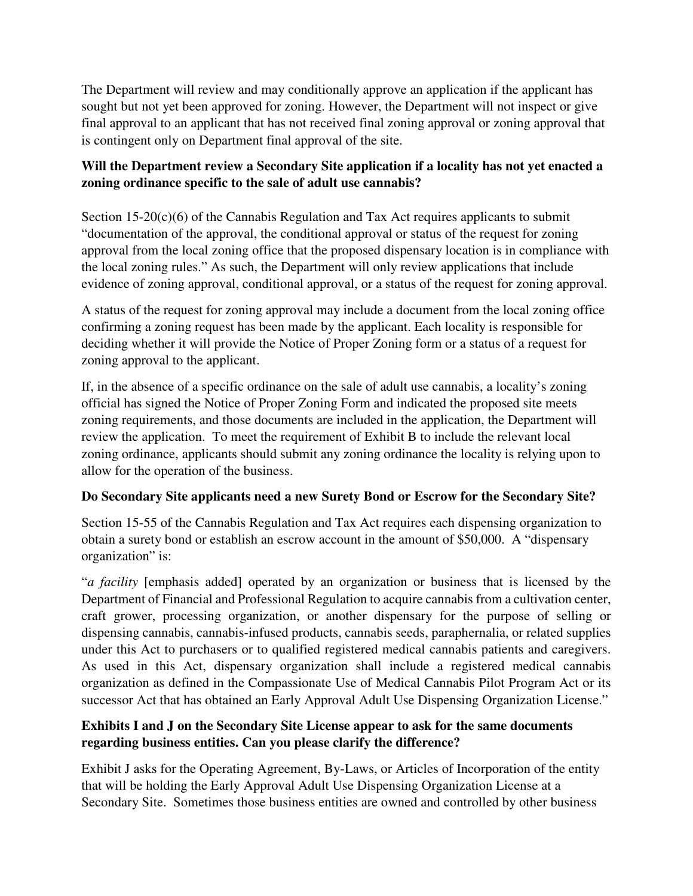The Department will review and may conditionally approve an application if the applicant has sought but not yet been approved for zoning. However, the Department will not inspect or give final approval to an applicant that has not received final zoning approval or zoning approval that is contingent only on Department final approval of the site.

**Will the Department review a Secondary Site application if a locality has not yet enacted a zoning ordinance specific to the sale of adult use cannabis?**

Section 15-20(c)(6) of the Cannabis Regulation and Tax Act requires applicants to submit "documentation of the approval, the conditional approval or status of the request for zoning approval from the local zoning office that the proposed dispensary location is in compliance with the local zoning rules." As such, the Department will only review applications that include evidence of zoning approval, conditional approval, or a status of the request for zoning approval.

A status of the request for zoning approval may include a document from the local zoning office confirming a zoning request has been made by the applicant. Each locality is responsible for deciding whether it will provide the Notice of Proper Zoning form or a status of a request for zoning approval to the applicant.

If, in the absence of a specific ordinance on the sale of adult use cannabis, a locality's zoning official has signed the Notice of Proper Zoning Form and indicated the proposed site meets zoning requirements, and those documents are included in the application, the Department will review the application. To meet the requirement of Exhibit B to include the relevant local zoning ordinance, applicants should submit any zoning ordinance the locality is relying upon to allow for the operation of the business.

**Do Secondary Site applicants need a new Surety Bond or Escrow for the Secondary Site?**

Section 15-55 of the Cannabis Regulation and Tax Act requires each dispensing organization to obtain a surety bond or establish an escrow account in the amount of $50,000. A "dispensary organization" is:

"*a facility* [emphasis added] operated by an organization or business that is licensed by the Department of Financial and Professional Regulation to acquire cannabis from a cultivation center, craft grower, processing organization, or another dispensary for the purpose of selling or dispensing cannabis, cannabis-infused products, cannabis seeds, paraphernalia, or related supplies under this Act to purchasers or to qualified registered medical cannabis patients and caregivers. As used in this Act, dispensary organization shall include a registered medical cannabis organization as defined in the Compassionate Use of Medical Cannabis Pilot Program Act or its successor Act that has obtained an Early Approval Adult Use Dispensing Organization License."

**Exhibits I and J on the Secondary Site License appear to ask for the same documents regarding business entities. Can you please clarify the difference?**

Exhibit J asks for the Operating Agreement, By-Laws, or Articles of Incorporation of the entity that will be holding the Early Approval Adult Use Dispensing Organization License at a Secondary Site. Sometimes those business entities are owned and controlled by other business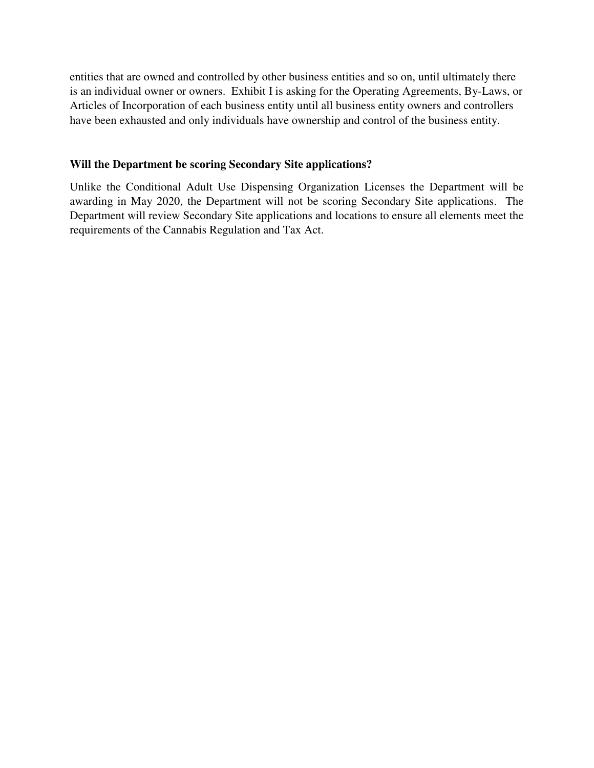entities that are owned and controlled by other business entities and so on, until ultimately there is an individual owner or owners. Exhibit I is asking for the Operating Agreements, By-Laws, or Articles of Incorporation of each business entity until all business entity owners and controllers have been exhausted and only individuals have ownership and control of the business entity.

**Will the Department be scoring Secondary Site applications?**

Unlike the Conditional Adult Use Dispensing Organization Licenses the Department will be awarding in May 2020, the Department will not be scoring Secondary Site applications. The Department will review Secondary Site applications and locations to ensure all elements meet the requirements of the Cannabis Regulation and Tax Act.